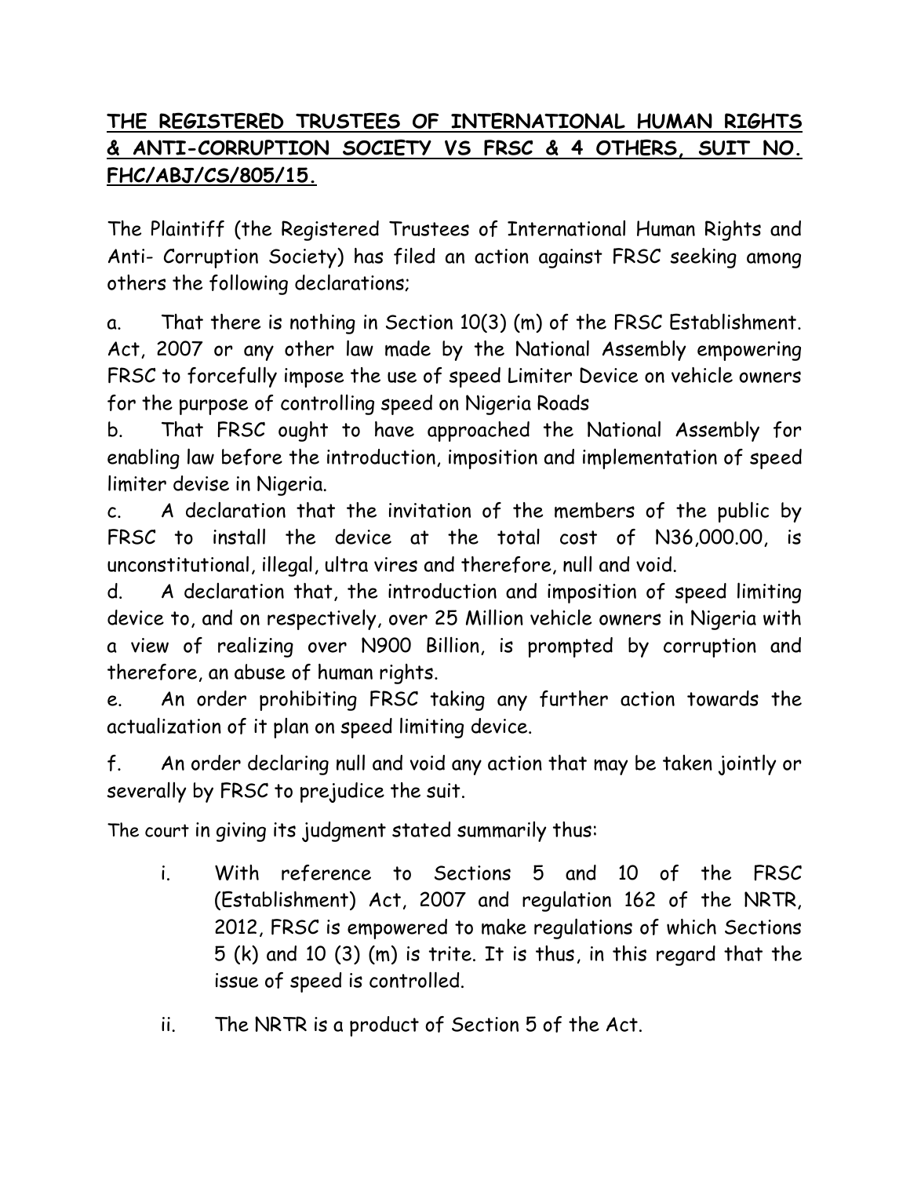**THE REGISTERED TRUSTEES OF INTERNATIONAL HUMAN RIGHTS & ANTI-CORRUPTION SOCIETY VS FRSC & 4 OTHERS, SUIT NO. FHC/ABJ/CS/805/15.**

The Plaintiff (the Registered Trustees of International Human Rights and Anti- Corruption Society) has filed an action against FRSC seeking among others the following declarations;

a. That there is nothing in Section 10(3) (m) of the FRSC Establishment. Act, 2007 or any other law made by the National Assembly empowering FRSC to forcefully impose the use of speed Limiter Device on vehicle owners for the purpose of controlling speed on Nigeria Roads

b. That FRSC ought to have approached the National Assembly for enabling law before the introduction, imposition and implementation of speed limiter devise in Nigeria.

c. A declaration that the invitation of the members of the public by FRSC to install the device at the total cost of N36,000.00, is unconstitutional, illegal, ultra vires and therefore, null and void.

d. A declaration that, the introduction and imposition of speed limiting device to, and on respectively, over 25 Million vehicle owners in Nigeria with a view of realizing over N900 Billion, is prompted by corruption and therefore, an abuse of human rights.

e. An order prohibiting FRSC taking any further action towards the actualization of it plan on speed limiting device.

f. An order declaring null and void any action that may be taken jointly or severally by FRSC to prejudice the suit.

The court in giving its judgment stated summarily thus:

i. With reference to Sections 5 and 10 of the FRSC (Establishment) Act, 2007 and regulation 162 of the NRTR, 2012, FRSC is empowered to make regulations of which Sections 5 (k) and 10 (3) (m) is trite. It is thus, in this regard that the issue of speed is controlled.

ii. The NRTR is a product of Section 5 of the Act.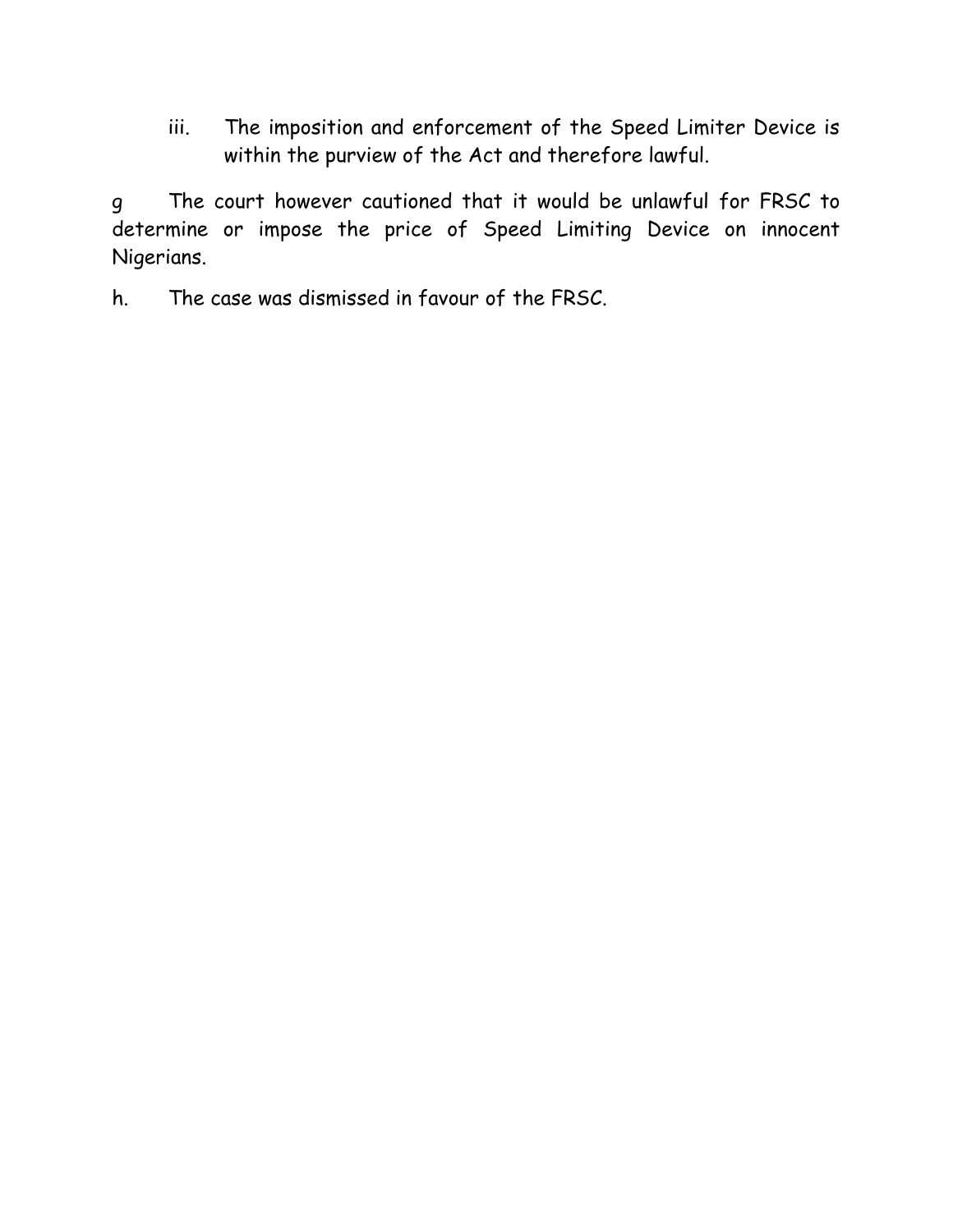iii. The imposition and enforcement of the Speed Limiter Device is within the purview of the Act and therefore lawful.

g The court however cautioned that it would be unlawful for FRSC to determine or impose the price of Speed Limiting Device on innocent Nigerians.

h. The case was dismissed in favour of the FRSC.